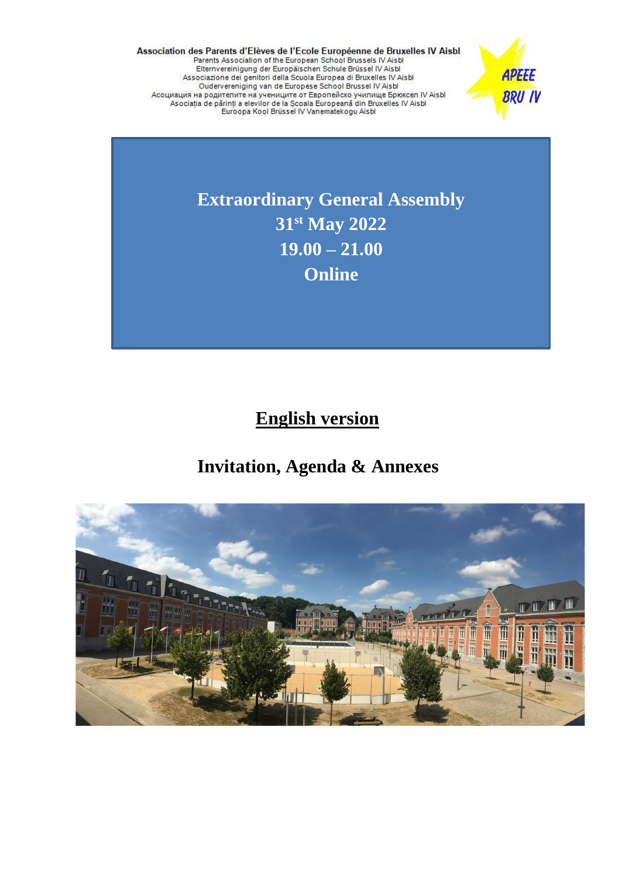**Association des Parents d'Elèves de l'Ecole Européenne de Bruxelles IV Aisbl**
Parents Association of the European School Brussels IV Aisbl
Elternvereinigung der Europäischen Schule Brüssel IV Aisbl
Associazione dei genitori della Scuola Europea di Bruxelles IV Aisbl
Ouderverenigi ng van de Europese School Brussel IV Aisbl
Асоциация на родителите на учениците от Европейско училище Брюксел IV Aisbl
Asociația de părinți a elevilor de la Școala Europeană din Bruxelles IV Aisbl
Euroopa Kool Brüssel IV Vanematekogu Aisbl

APEEE BRU IV

# Extraordinary General Assembly
## 31st May 2022
## 19.00 – 21.00
## Online

## <u>English version</u>

## Invitation, Agenda & Annexes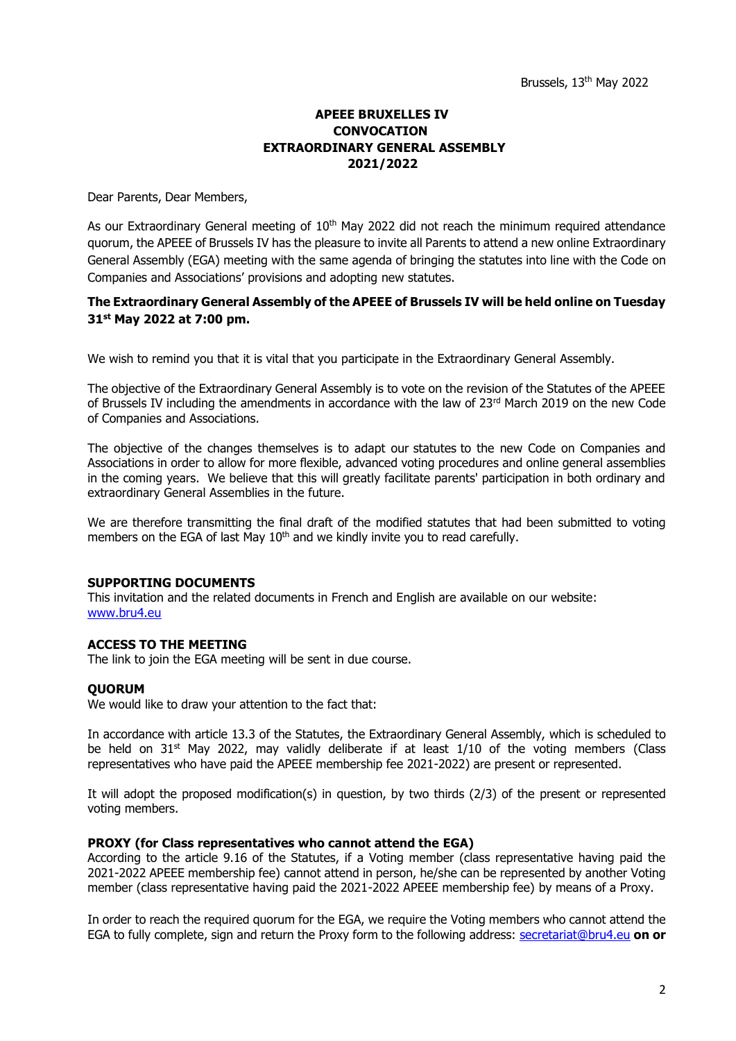Brussels, 13th May 2022

**APEEE BRUXELLES IV**
**CONVOCATION**
**EXTRAORDINARY GENERAL ASSEMBLY**
**2021/2022**

Dear Parents, Dear Members,

As our Extraordinary General meeting of 10th May 2022 did not reach the minimum required attendance quorum, the APEEE of Brussels IV has the pleasure to invite all Parents to attend a new online Extraordinary General Assembly (EGA) meeting with the same agenda of bringing the statutes into line with the Code on Companies and Associations' provisions and adopting new statutes.

**The Extraordinary General Assembly of the APEEE of Brussels IV will be held online on Tuesday 31st May 2022 at 7:00 pm.**

We wish to remind you that it is vital that you participate in the Extraordinary General Assembly.

The objective of the Extraordinary General Assembly is to vote on the revision of the Statutes of the APEEE of Brussels IV including the amendments in accordance with the law of 23rd March 2019 on the new Code of Companies and Associations.

The objective of the changes themselves is to adapt our statutes to the new Code on Companies and Associations in order to allow for more flexible, advanced voting procedures and online general assemblies in the coming years. We believe that this will greatly facilitate parents' participation in both ordinary and extraordinary General Assemblies in the future.

We are therefore transmitting the final draft of the modified statutes that had been submitted to voting members on the EGA of last May 10th and we kindly invite you to read carefully.

**SUPPORTING DOCUMENTS**
This invitation and the related documents in French and English are available on our website: [www.bru4.eu](www.bru4.eu)

**ACCESS TO THE MEETING**
The link to join the EGA meeting will be sent in due course.

**QUORUM**
We would like to draw your attention to the fact that:

In accordance with article 13.3 of the Statutes, the Extraordinary General Assembly, which is scheduled to be held on 31st May 2022, may validly deliberate if at least 1/10 of the voting members (Class representatives who have paid the APEEE membership fee 2021-2022) are present or represented.

It will adopt the proposed modification(s) in question, by two thirds (2/3) of the present or represented voting members.

**PROXY (for Class representatives who cannot attend the EGA)**
According to the article 9.16 of the Statutes, if a Voting member (class representative having paid the 2021-2022 APEEE membership fee) cannot attend in person, he/she can be represented by another Voting member (class representative having paid the 2021-2022 APEEE membership fee) by means of a Proxy.

In order to reach the required quorum for the EGA, we require the Voting members who cannot attend the EGA to fully complete, sign and return the Proxy form to the following address: secretariat@bru4.eu **on or**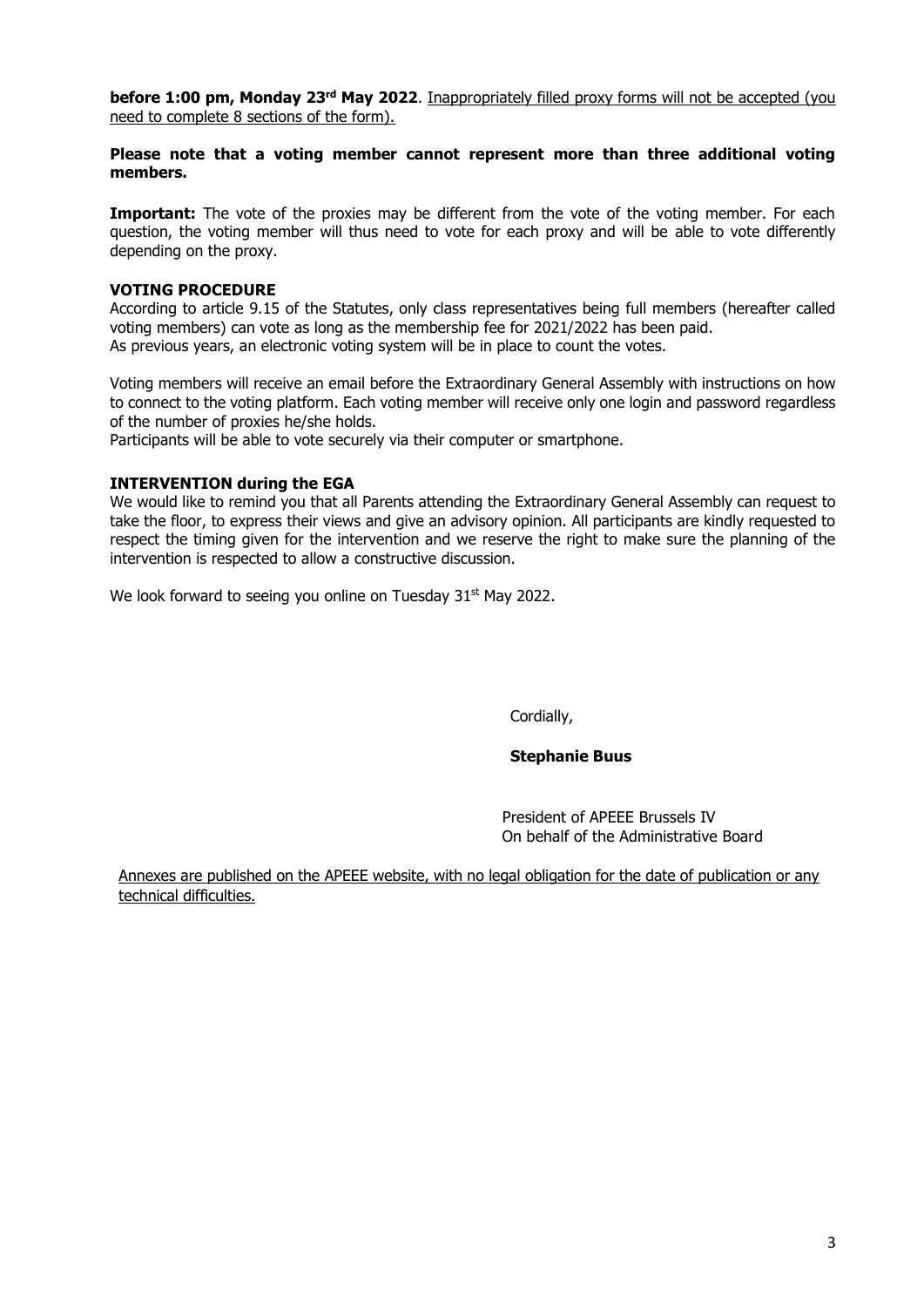**before 1:00 pm, Monday 23rd May 2022**. Inappropriately filled proxy forms will not be accepted (you need to complete 8 sections of the form).

**Please note that a voting member cannot represent more than three additional voting members.**

**Important:** The vote of the proxies may be different from the vote of the voting member. For each question, the voting member will thus need to vote for each proxy and will be able to vote differently depending on the proxy.

**VOTING PROCEDURE**

According to article 9.15 of the Statutes, only class representatives being full members (hereafter called voting members) can vote as long as the membership fee for 2021/2022 has been paid.
As previous years, an electronic voting system will be in place to count the votes.

Voting members will receive an email before the Extraordinary General Assembly with instructions on how to connect to the voting platform. Each voting member will receive only one login and password regardless of the number of proxies he/she holds.
Participants will be able to vote securely via their computer or smartphone.

**INTERVENTION during the EGA**

We would like to remind you that all Parents attending the Extraordinary General Assembly can request to take the floor, to express their views and give an advisory opinion. All participants are kindly requested to respect the timing given for the intervention and we reserve the right to make sure the planning of the intervention is respected to allow a constructive discussion.

We look forward to seeing you online on Tuesday 31st May 2022.

Cordially,

**Stephanie Buus**

President of APEEE Brussels IV
On behalf of the Administrative Board

Annexes are published on the APEEE website, with no legal obligation for the date of publication or any technical difficulties.